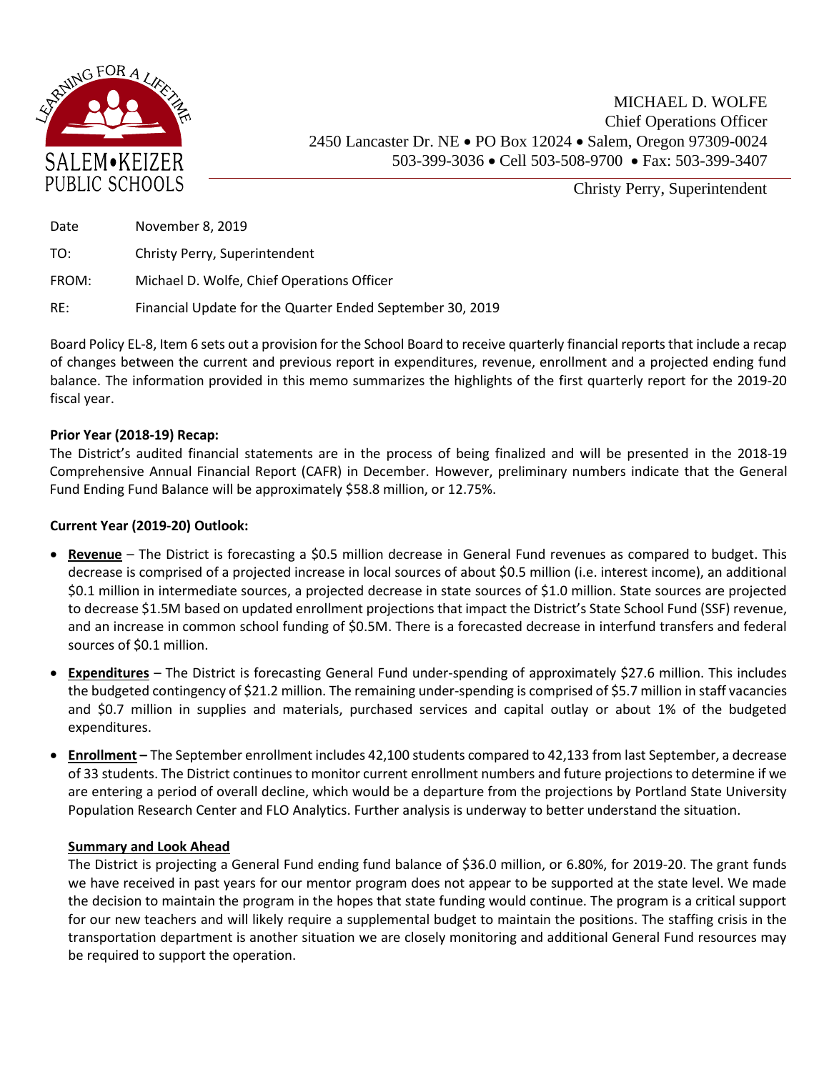SALEM•KEIZER PUBLIC SCHOOLS

LEARNING FOR A LIFETIME

MICHAEL D. WOLFE
Chief Operations Officer
2450 Lancaster Dr. NE • PO Box 12024 • Salem, Oregon 97309-0024
503-399-3036 • Cell 503-508-9700 • Fax: 503-399-3407

Christy Perry, Superintendent

Date November 8, 2019

TO: Christy Perry, Superintendent

FROM: Michael D. Wolfe, Chief Operations Officer

RE: Financial Update for the Quarter Ended September 30, 2019

Board Policy EL-8, Item 6 sets out a provision for the School Board to receive quarterly financial reports that include a recap of changes between the current and previous report in expenditures, revenue, enrollment and a projected ending fund balance. The information provided in this memo summarizes the highlights of the first quarterly report for the 2019-20 fiscal year.

**Prior Year (2018-19) Recap:**

The District's audited financial statements are in the process of being finalized and will be presented in the 2018-19 Comprehensive Annual Financial Report (CAFR) in December. However, preliminary numbers indicate that the General Fund Ending Fund Balance will be approximately $58.8 million, or 12.75%.

**Current Year (2019-20) Outlook:**

- **Revenue** – The District is forecasting a $0.5 million decrease in General Fund revenues as compared to budget. This decrease is comprised of a projected increase in local sources of about $0.5 million (i.e. interest income), an additional $0.1 million in intermediate sources, a projected decrease in state sources of $1.0 million. State sources are projected to decrease $1.5M based on updated enrollment projections that impact the District's State School Fund (SSF) revenue, and an increase in common school funding of $0.5M. There is a forecasted decrease in interfund transfers and federal sources of $0.1 million.
- **Expenditures** – The District is forecasting General Fund under-spending of approximately $27.6 million. This includes the budgeted contingency of $21.2 million. The remaining under-spending is comprised of $5.7 million in staff vacancies and $0.7 million in supplies and materials, purchased services and capital outlay or about 1% of the budgeted expenditures.
- **Enrollment** – The September enrollment includes 42,100 students compared to 42,133 from last September, a decrease of 33 students. The District continues to monitor current enrollment numbers and future projections to determine if we are entering a period of overall decline, which would be a departure from the projections by Portland State University Population Research Center and FLO Analytics. Further analysis is underway to better understand the situation.

**Summary and Look Ahead**

The District is projecting a General Fund ending fund balance of $36.0 million, or 6.80%, for 2019-20. The grant funds we have received in past years for our mentor program does not appear to be supported at the state level. We made the decision to maintain the program in the hopes that state funding would continue. The program is a critical support for our new teachers and will likely require a supplemental budget to maintain the positions. The staffing crisis in the transportation department is another situation we are closely monitoring and additional General Fund resources may be required to support the operation.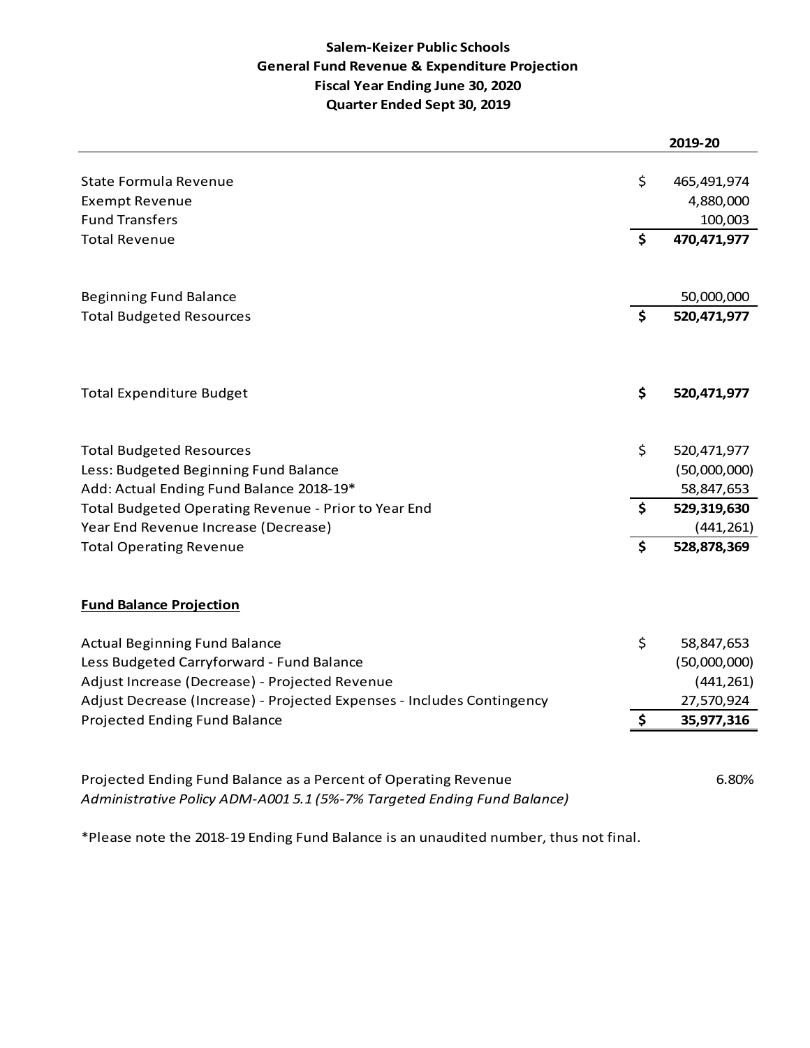**Salem-Keizer Public Schools**
**General Fund Revenue & Expenditure Projection**
**Fiscal Year Ending June 30, 2020**
**Quarter Ended Sept 30, 2019**

| | | 2019-20 |
|---|---|---|
| State Formula Revenue | $ | 465,491,974 |
| Exempt Revenue | | 4,880,000 |
| Fund Transfers | | 100,003 |
| Total Revenue | **$** | **470,471,977** |
| | | |
| Beginning Fund Balance | | 50,000,000 |
| Total Budgeted Resources | **$** | **520,471,977** |
| | | |
| Total Expenditure Budget | **$** | **520,471,977** |
| | | |
| Total Budgeted Resources | $ | 520,471,977 |
| Less: Budgeted Beginning Fund Balance | | (50,000,000) |
| Add: Actual Ending Fund Balance 2018-19* | | 58,847,653 |
| Total Budgeted Operating Revenue - Prior to Year End | **$** | **529,319,630** |
| Year End Revenue Increase (Decrease) | | (441,261) |
| Total Operating Revenue | **$** | **528,878,369** |

**Fund Balance Projection**

| | | |
|---|---|---|
| Actual Beginning Fund Balance | $ | 58,847,653 |
| Less Budgeted Carryforward - Fund Balance | | (50,000,000) |
| Adjust Increase (Decrease) - Projected Revenue | | (441,261) |
| Adjust Decrease (Increase) - Projected Expenses - Includes Contingency | | 27,570,924 |
| Projected Ending Fund Balance | **$** | **35,977,316** |

Projected Ending Fund Balance as a Percent of Operating Revenue — 6.80%

*Administrative Policy ADM-A001 5.1 (5%-7% Targeted Ending Fund Balance)*

*Please note the 2018-19 Ending Fund Balance is an unaudited number, thus not final.